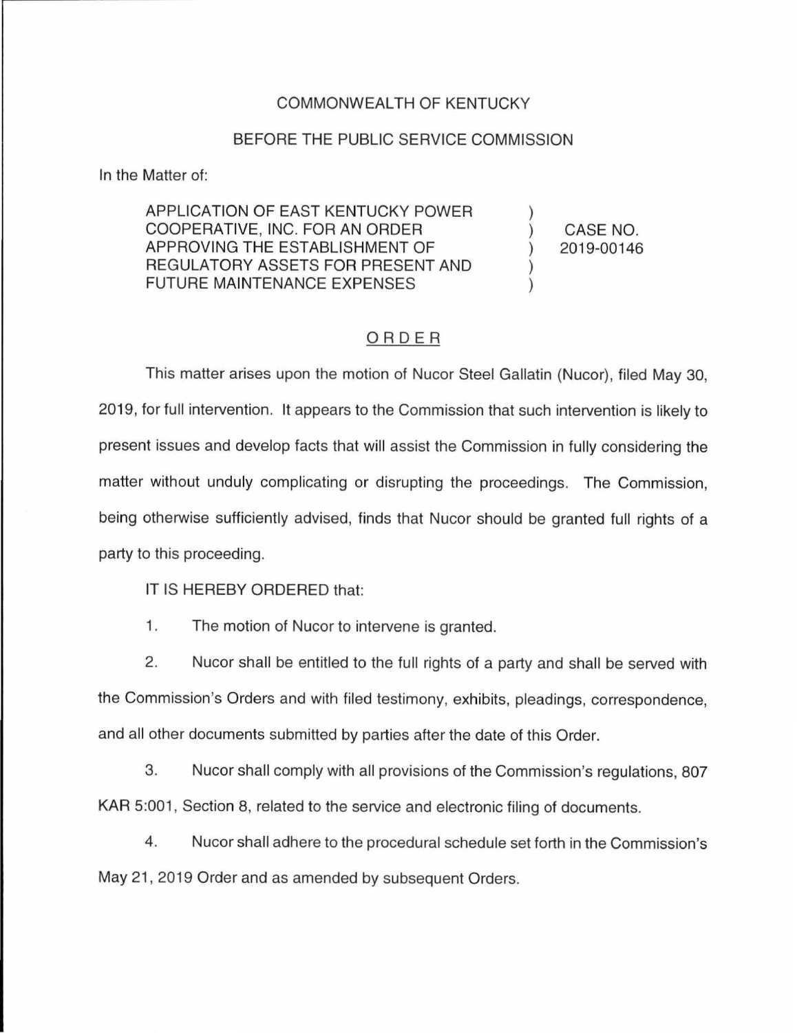COMMONWEALTH OF KENTUCKY

BEFORE THE PUBLIC SERVICE COMMISSION

In the Matter of:

| | | |
|---|---|---|
| APPLICATION OF EAST KENTUCKY POWER COOPERATIVE, INC. FOR AN ORDER APPROVING THE ESTABLISHMENT OF REGULATORY ASSETS FOR PRESENT AND FUTURE MAINTENANCE EXPENSES | ) ) ) ) ) | CASE NO. 2019-00146 |

## ORDER

This matter arises upon the motion of Nucor Steel Gallatin (Nucor), filed May 30, 2019, for full intervention. It appears to the Commission that such intervention is likely to present issues and develop facts that will assist the Commission in fully considering the matter without unduly complicating or disrupting the proceedings. The Commission, being otherwise sufficiently advised, finds that Nucor should be granted full rights of a party to this proceeding.

IT IS HEREBY ORDERED that:

1. The motion of Nucor to intervene is granted.

2. Nucor shall be entitled to the full rights of a party and shall be served with the Commission's Orders and with filed testimony, exhibits, pleadings, correspondence, and all other documents submitted by parties after the date of this Order.

3. Nucor shall comply with all provisions of the Commission's regulations, 807 KAR 5:001, Section 8, related to the service and electronic filing of documents.

4. Nucor shall adhere to the procedural schedule set forth in the Commission's May 21, 2019 Order and as amended by subsequent Orders.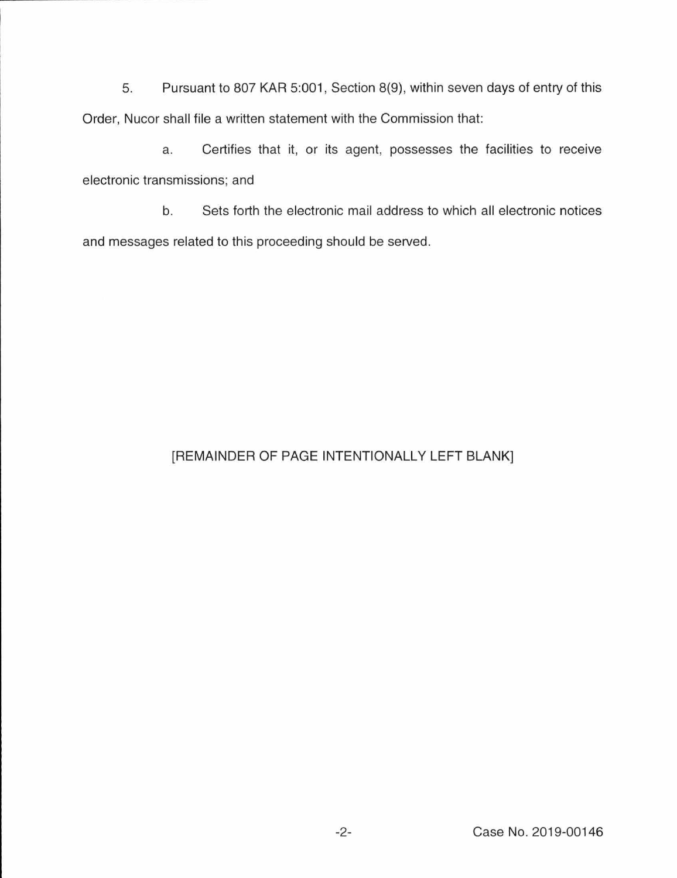5. Pursuant to 807 KAR 5:001, Section 8(9), within seven days of entry of this Order, Nucor shall file a written statement with the Commission that:

   a. Certifies that it, or its agent, possesses the facilities to receive electronic transmissions; and

   b. Sets forth the electronic mail address to which all electronic notices and messages related to this proceeding should be served.

[REMAINDER OF PAGE INTENTIONALLY LEFT BLANK]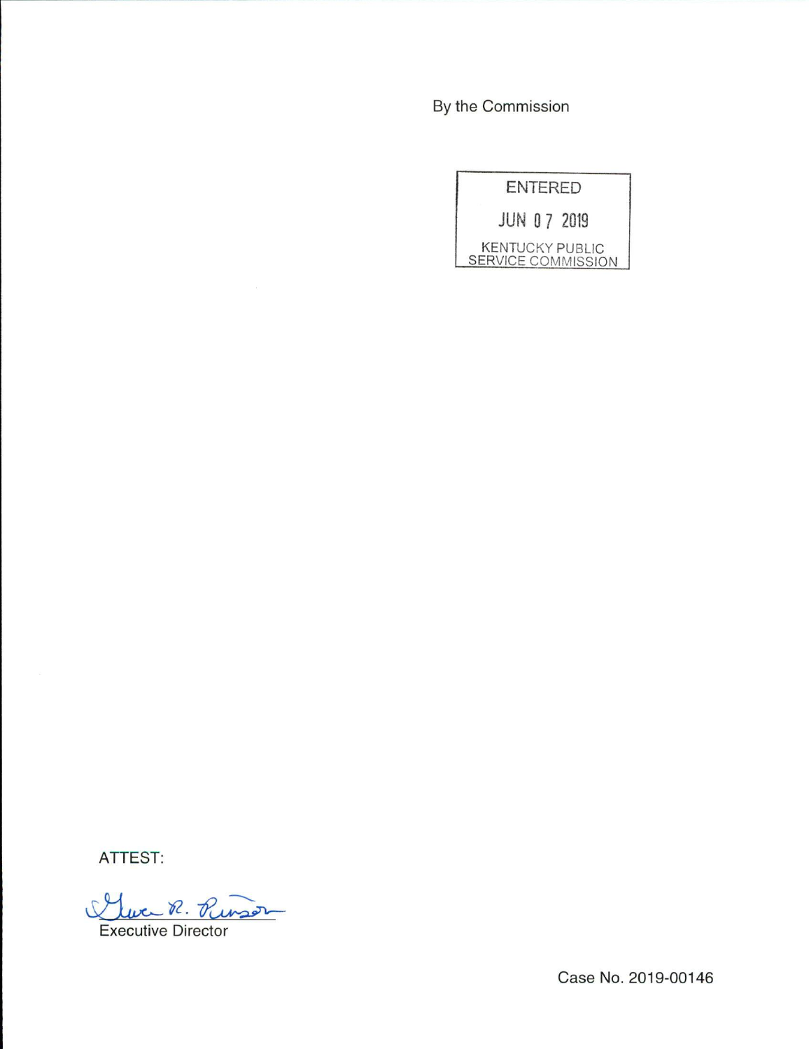By the Commission

ENTERED

JUN 07 2019

KENTUCKY PUBLIC SERVICE COMMISSION

ATTEST:

Executive Director

Case No. 2019-00146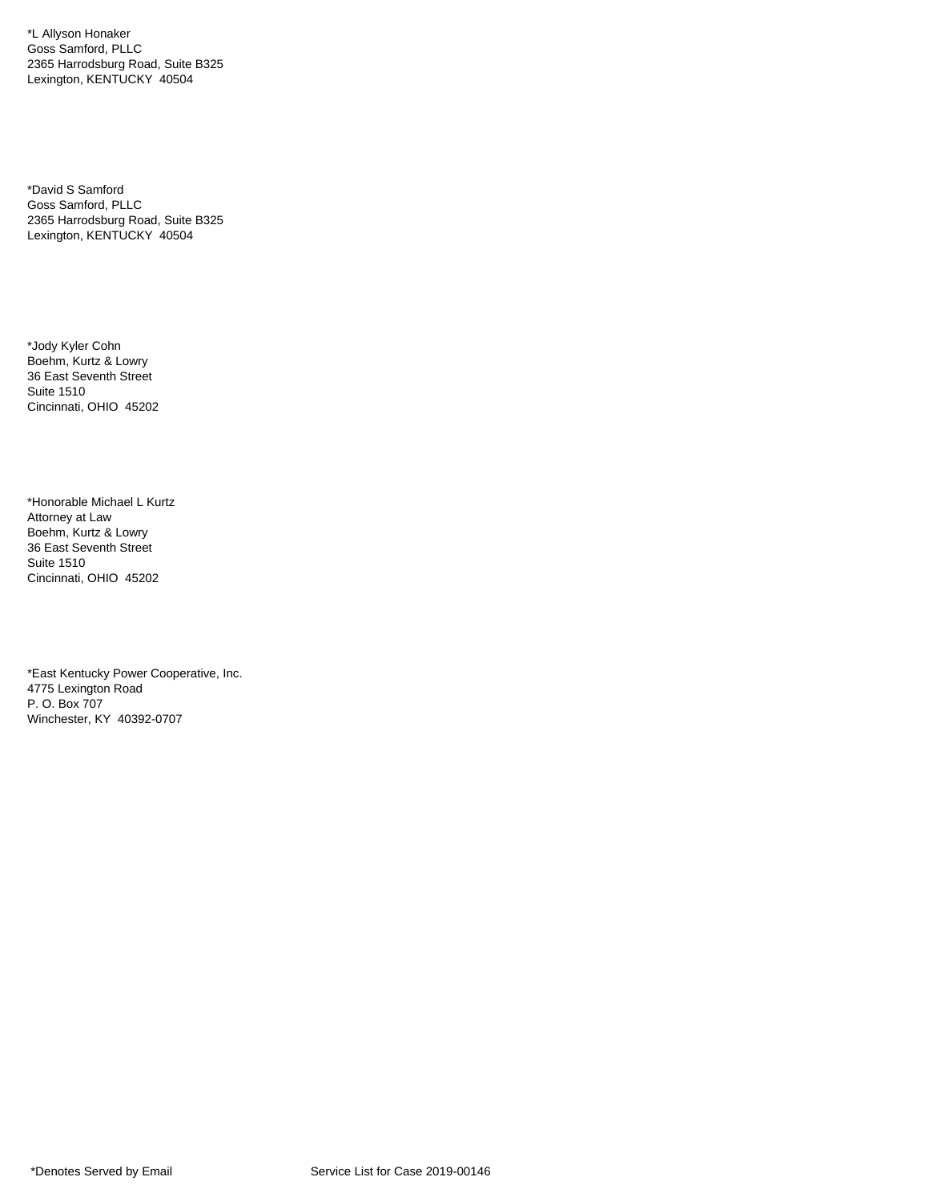*L Allyson Honaker
Goss Samford, PLLC
2365 Harrodsburg Road, Suite B325
Lexington, KENTUCKY  40504

*David S Samford
Goss Samford, PLLC
2365 Harrodsburg Road, Suite B325
Lexington, KENTUCKY  40504

*Jody Kyler Cohn
Boehm, Kurtz & Lowry
36 East Seventh Street
Suite 1510
Cincinnati, OHIO  45202

*Honorable Michael L Kurtz
Attorney at Law
Boehm, Kurtz & Lowry
36 East Seventh Street
Suite 1510
Cincinnati, OHIO  45202

*East Kentucky Power Cooperative, Inc.
4775 Lexington Road
P. O. Box 707
Winchester, KY  40392-0707

*Denotes Served by Email

Service List for Case 2019-00146